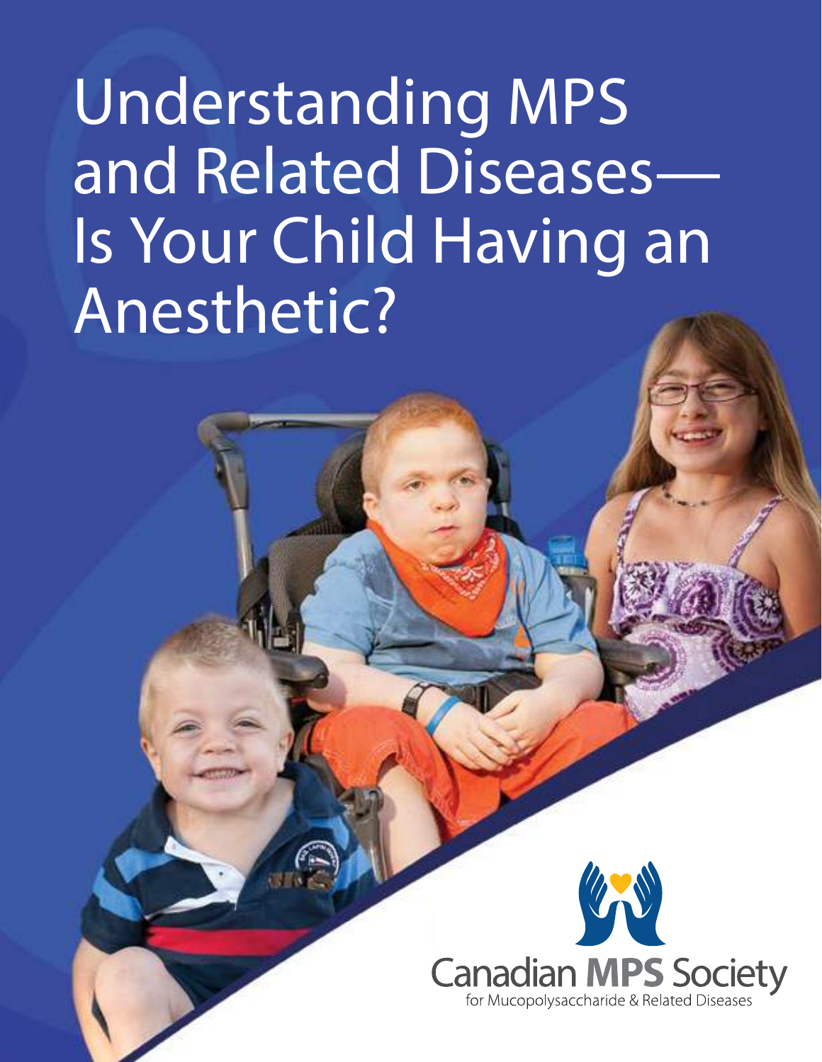# Understanding MPS and Related Diseases— Is Your Child Having an Anesthetic?

Canadian **MPS** Society
for Mucopolysaccharide & Related Diseases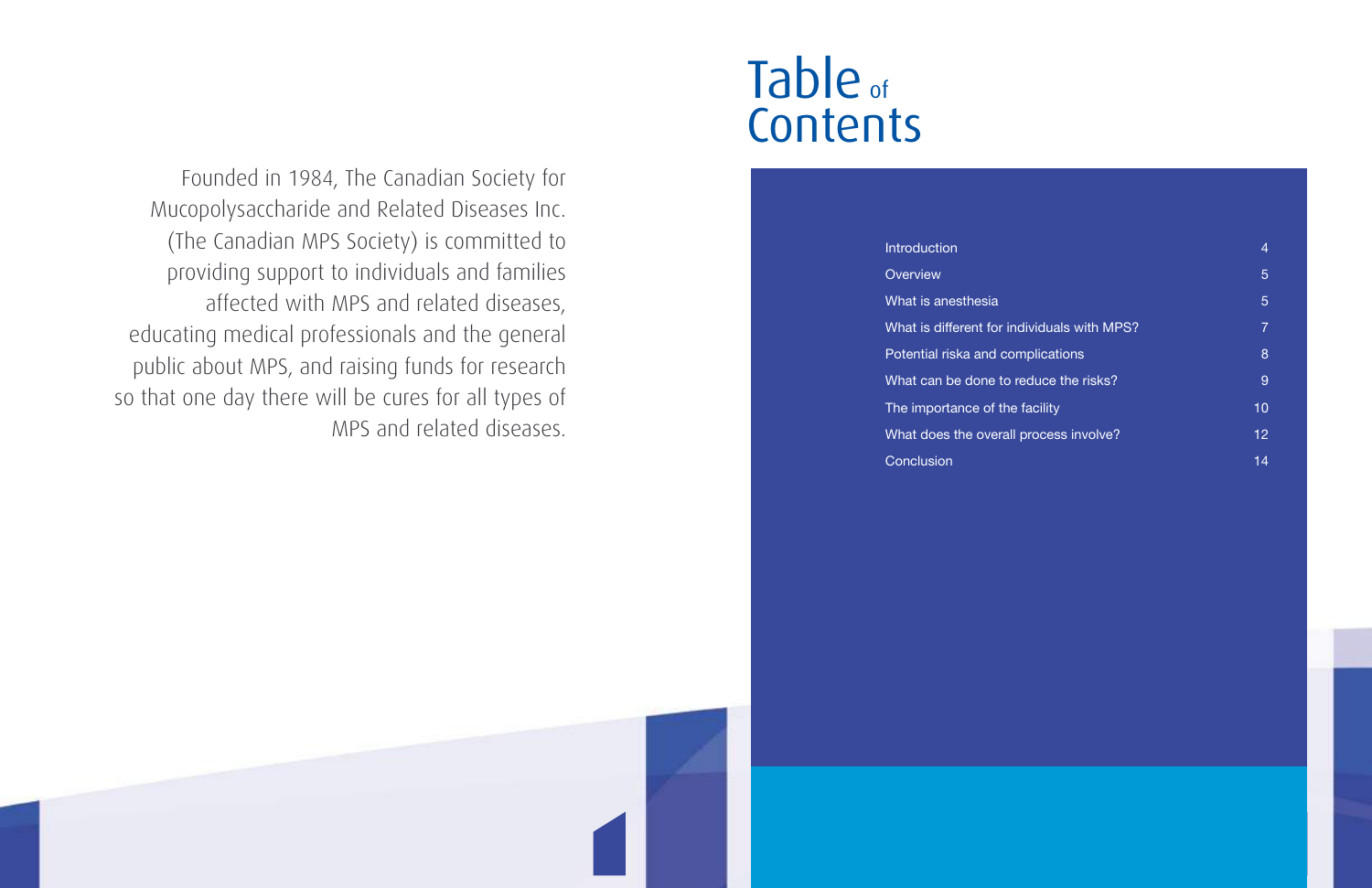Founded in 1984, The Canadian Society for Mucopolysaccharide and Related Diseases Inc. (The Canadian MPS Society) is committed to providing support to individuals and families affected with MPS and related diseases, educating medical professionals and the general public about MPS, and raising funds for research so that one day there will be cures for all types of MPS and related diseases.

# Table of Contents

| | |
|---|---|
| Introduction | 4 |
| Overview | 5 |
| What is anesthesia | 5 |
| What is different for individuals with MPS? | 7 |
| Potential riska and complications | 8 |
| What can be done to reduce the risks? | 9 |
| The importance of the facility | 10 |
| What does the overall process involve? | 12 |
| Conclusion | 14 |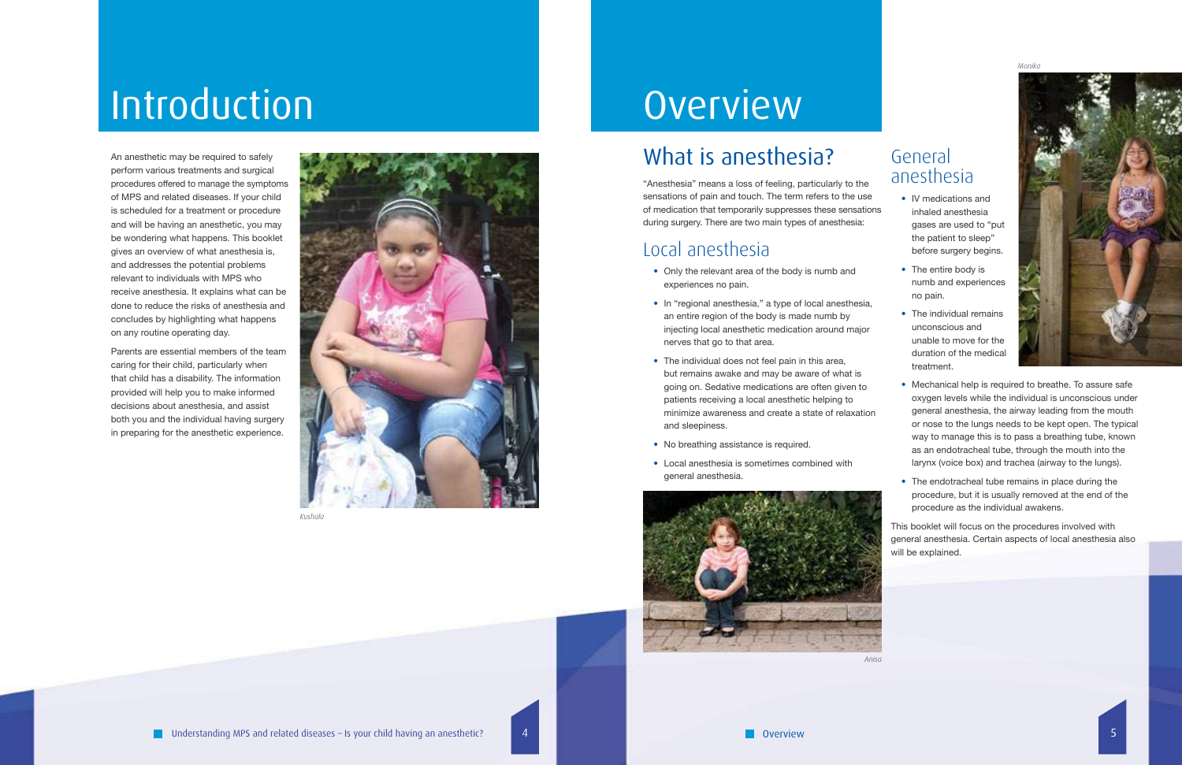# Introduction

An anesthetic may be required to safely perform various treatments and surgical procedures offered to manage the symptoms of MPS and related diseases. If your child is scheduled for a treatment or procedure and will be having an anesthetic, you may be wondering what happens. This booklet gives an overview of what anesthesia is, and addresses the potential problems relevant to individuals with MPS who receive anesthesia. It explains what can be done to reduce the risks of anesthesia and concludes by highlighting what happens on any routine operating day.

Parents are essential members of the team caring for their child, particularly when that child has a disability. The information provided will help you to make informed decisions about anesthesia, and assist both you and the individual having surgery in preparing for the anesthetic experience.

*Kushala*

# Overview

## What is anesthesia?

"Anesthesia" means a loss of feeling, particularly to the sensations of pain and touch. The term refers to the use of medication that temporarily suppresses these sensations during surgery. There are two main types of anesthesia:

## Local anesthesia

- Only the relevant area of the body is numb and experiences no pain.
- In "regional anesthesia," a type of local anesthesia, an entire region of the body is made numb by injecting local anesthetic medication around major nerves that go to that area.
- The individual does not feel pain in this area, but remains awake and may be aware of what is going on. Sedative medications are often given to patients receiving a local anesthetic helping to minimize awareness and create a state of relaxation and sleepiness.
- No breathing assistance is required.
- Local anesthesia is sometimes combined with general anesthesia.

*Anisa*

## General anesthesia

- IV medications and inhaled anesthesia gases are used to "put the patient to sleep" before surgery begins.
- The entire body is numb and experiences no pain.
- The individual remains unconscious and unable to move for the duration of the medical treatment.
- Mechanical help is required to breathe. To assure safe oxygen levels while the individual is unconscious under general anesthesia, the airway leading from the mouth or nose to the lungs needs to be kept open. The typical way to manage this is to pass a breathing tube, known as an endotracheal tube, through the mouth into the larynx (voice box) and trachea (airway to the lungs).
- The endotracheal tube remains in place during the procedure, but it is usually removed at the end of the procedure as the individual awakens.

This booklet will focus on the procedures involved with general anesthesia. Certain aspects of local anesthesia also will be explained.

*Monika*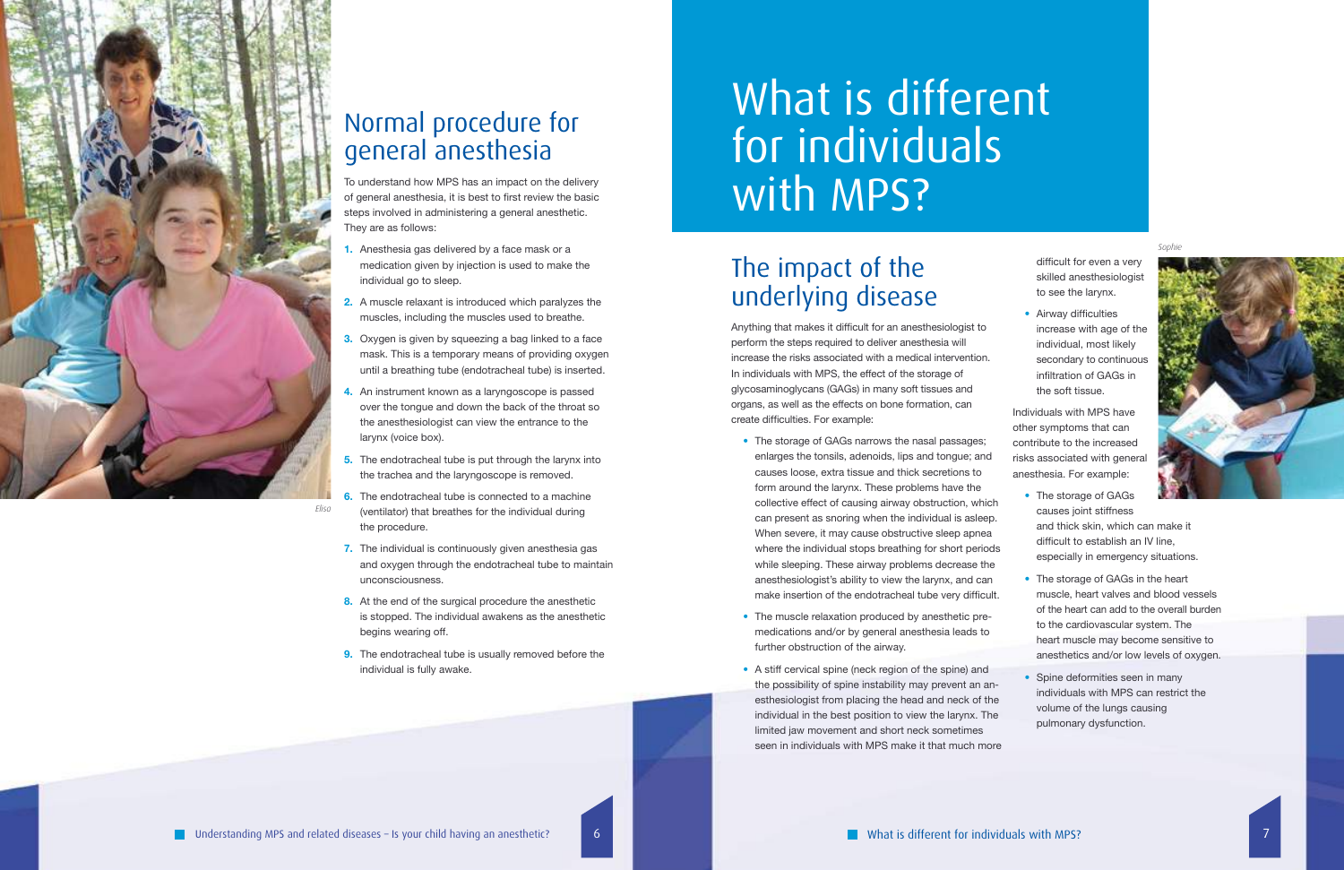## Normal procedure for general anesthesia

To understand how MPS has an impact on the delivery of general anesthesia, it is best to first review the basic steps involved in administering a general anesthetic. They are as follows:

1. Anesthesia gas delivered by a face mask or a medication given by injection is used to make the individual go to sleep.
2. A muscle relaxant is introduced which paralyzes the muscles, including the muscles used to breathe.
3. Oxygen is given by squeezing a bag linked to a face mask. This is a temporary means of providing oxygen until a breathing tube (endotracheal tube) is inserted.
4. An instrument known as a laryngoscope is passed over the tongue and down the back of the throat so the anesthesiologist can view the entrance to the larynx (voice box).
5. The endotracheal tube is put through the larynx into the trachea and the laryngoscope is removed.
6. The endotracheal tube is connected to a machine (ventilator) that breathes for the individual during the procedure.
7. The individual is continuously given anesthesia gas and oxygen through the endotracheal tube to maintain unconsciousness.
8. At the end of the surgical procedure the anesthetic is stopped. The individual awakens as the anesthetic begins wearing off.
9. The endotracheal tube is usually removed before the individual is fully awake.

*Elisa*

# What is different for individuals with MPS?

## The impact of the underlying disease

Anything that makes it difficult for an anesthesiologist to perform the steps required to deliver anesthesia will increase the risks associated with a medical intervention. In individuals with MPS, the effect of the storage of glycosaminoglycans (GAGs) in many soft tissues and organs, as well as the effects on bone formation, can create difficulties. For example:

- The storage of GAGs narrows the nasal passages; enlarges the tonsils, adenoids, lips and tongue; and causes loose, extra tissue and thick secretions to form around the larynx. These problems have the collective effect of causing airway obstruction, which can present as snoring when the individual is asleep. When severe, it may cause obstructive sleep apnea where the individual stops breathing for short periods while sleeping. These airway problems decrease the anesthesiologist's ability to view the larynx, and can make insertion of the endotracheal tube very difficult.
- The muscle relaxation produced by anesthetic pre-medications and/or by general anesthesia leads to further obstruction of the airway.
- A stiff cervical spine (neck region of the spine) and the possibility of spine instability may prevent an anesthesiologist from placing the head and neck of the individual in the best position to view the larynx. The limited jaw movement and short neck sometimes seen in individuals with MPS make it that much more difficult for even a very skilled anesthesiologist to see the larynx.
- Airway difficulties increase with age of the individual, most likely secondary to continuous infiltration of GAGs in the soft tissue.

Individuals with MPS have other symptoms that can contribute to the increased risks associated with general anesthesia. For example:

- The storage of GAGs causes joint stiffness and thick skin, which can make it difficult to establish an IV line, especially in emergency situations.
- The storage of GAGs in the heart muscle, heart valves and blood vessels of the heart can add to the overall burden to the cardiovascular system. The heart muscle may become sensitive to anesthetics and/or low levels of oxygen.
- Spine deformities seen in many individuals with MPS can restrict the volume of the lungs causing pulmonary dysfunction.

*Sophie*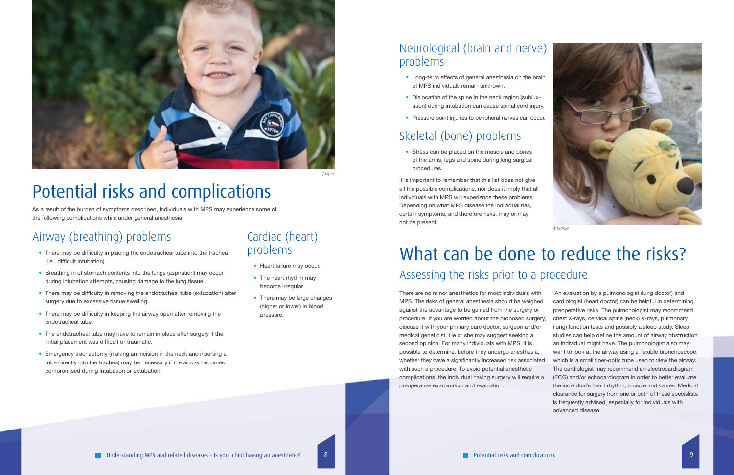# Potential risks and complications

As a result of the burden of symptoms described, individuals with MPS may experience some of the following complications while under general anesthesia:

## Airway (breathing) problems

- There may be difficulty in placing the endotracheal tube into the trachea (i.e., difficult intubation).
- Breathing in of stomach contents into the lungs (aspiration) may occur during intubation attempts, causing damage to the lung tissue.
- There may be difficulty in removing the endotracheal tube (extubation) after surgery due to excessive tissue swelling.
- There may be difficulty in keeping the airway open after removing the endotracheal tube.
- The endotracheal tube may have to remain in place after surgery if the initial placement was difficult or traumatic.
- Emergency tracheotomy (making an incision in the neck and inserting a tube directly into the trachea) may be necessary if the airway becomes compromised during intubation or extubation.

## Cardiac (heart) problems

- Heart failure may occur.
- The heart rhythm may become irregular.
- There may be large changes (higher or lower) in blood pressure.

## Neurological (brain and nerve) problems

- Long-term effects of general anesthesia on the brain of MPS individuals remain unknown.
- Dislocation of the spine in the neck region (subluxation) during intubation can cause spinal cord injury.
- Pressure point injuries to peripheral nerves can occur.

## Skeletal (bone) problems

- Stress can be placed on the muscle and bones of the arms, legs and spine during long surgical procedures.

It is important to remember that this list does not give all the possible complications, nor does it imply that all individuals with MPS will experience these problems. Depending on what MPS disease the individual has, certain symptoms, and therefore risks, may or may not be present.

# What can be done to reduce the risks?

## Assessing the risks prior to a procedure

There are no minor anesthetics for most individuals with MPS. The risks of general anesthesia should be weighed against the advantage to be gained from the surgery or procedure. If you are worried about the proposed surgery, discuss it with your primary care doctor, surgeon and/or medical geneticist. He or she may suggest seeking a second opinion. For many individuals with MPS, it is possible to determine, before they undergo anesthesia, whether they have a significantly increased risk associated with such a procedure. To avoid potential anesthetic complications, the individual having surgery will require a preoperative examination and evaluation.

An evaluation by a pulmonologist (lung doctor) and cardiologist (heart doctor) can be helpful in determining preoperative risks. The pulmonologist may recommend chest X-rays, cervical spine (neck) X-rays, pulmonary (lung) function tests and possibly a sleep study. Sleep studies can help define the amount of airway obstruction an individual might have. The pulmonologist also may want to look at the airway using a flexible bronchoscope, which is a small fiber-optic tube used to view the airway. The cardiologist may recommend an electrocardiogram (ECG) and/or echocardiogram in order to better evaluate the individual's heart rhythm, muscle and valves. Medical clearance for surgery from one or both of these specialists is frequently advised, especially for individuals with advanced disease.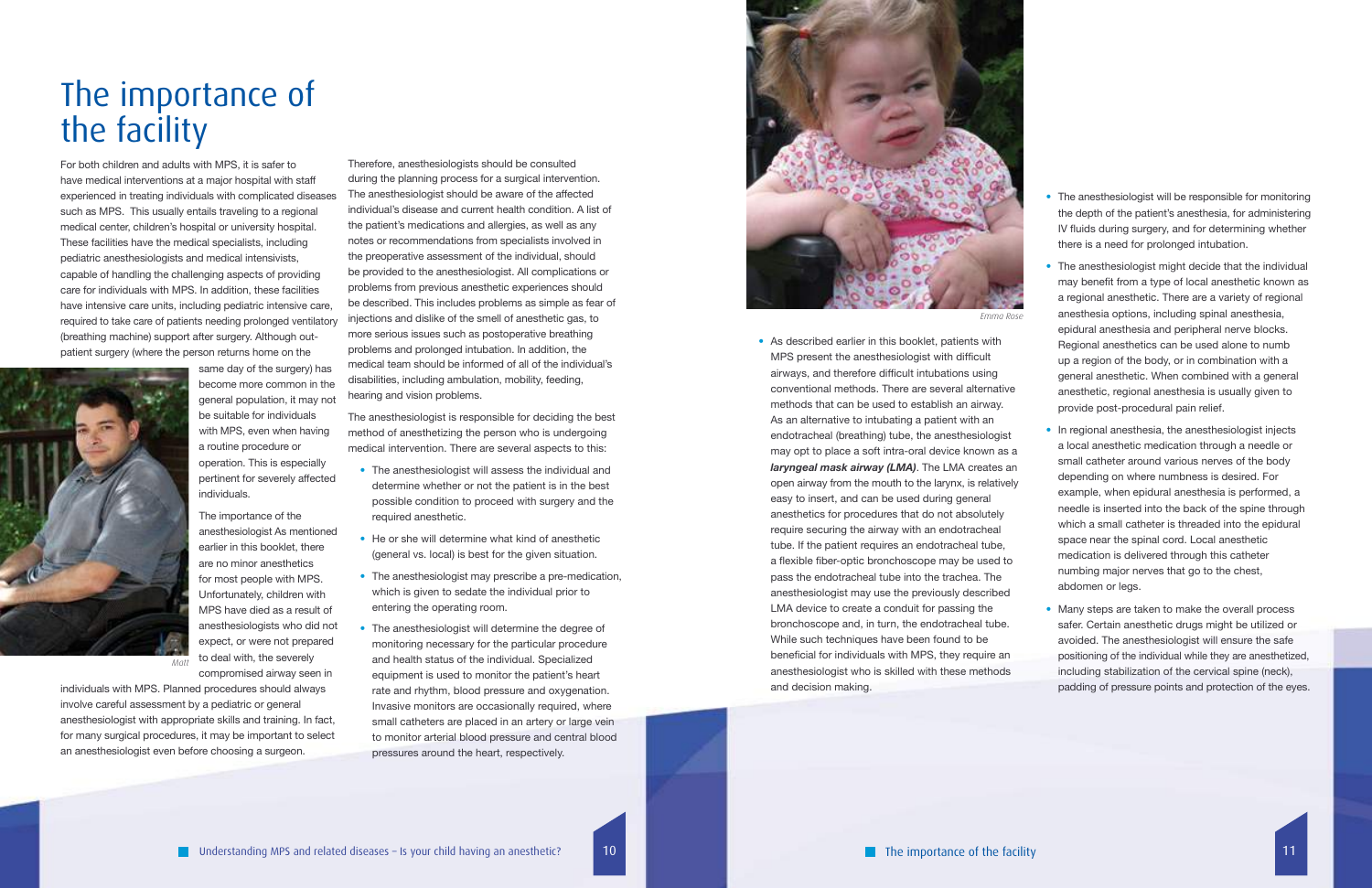# The importance of the facility

For both children and adults with MPS, it is safer to have medical interventions at a major hospital with staff experienced in treating individuals with complicated diseases such as MPS. This usually entails traveling to a regional medical center, children's hospital or university hospital. These facilities have the medical specialists, including pediatric anesthesiologists and medical intensivists, capable of handling the challenging aspects of providing care for individuals with MPS. In addition, these facilities have intensive care units, including pediatric intensive care, required to take care of patients needing prolonged ventilatory (breathing machine) support after surgery. Although out-patient surgery (where the person returns home on the same day of the surgery) has become more common in the general population, it may not be suitable for individuals with MPS, even when having a routine procedure or operation. This is especially pertinent for severely affected individuals.

Matt

The importance of the anesthesiologist As mentioned earlier in this booklet, there are no minor anesthetics for most people with MPS. Unfortunately, children with MPS have died as a result of anesthesiologists who did not expect, or were not prepared to deal with, the severely compromised airway seen in individuals with MPS. Planned procedures should always involve careful assessment by a pediatric or general anesthesiologist with appropriate skills and training. In fact, for many surgical procedures, it may be important to select an anesthesiologist even before choosing a surgeon.

Therefore, anesthesiologists should be consulted during the planning process for a surgical intervention. The anesthesiologist should be aware of the affected individual's disease and current health condition. A list of the patient's medications and allergies, as well as any notes or recommendations from specialists involved in the preoperative assessment of the individual, should be provided to the anesthesiologist. All complications or problems from previous anesthetic experiences should be described. This includes problems as simple as fear of injections and dislike of the smell of anesthetic gas, to more serious issues such as postoperative breathing problems and prolonged intubation. In addition, the medical team should be informed of all of the individual's disabilities, including ambulation, mobility, feeding, hearing and vision problems.

The anesthesiologist is responsible for deciding the best method of anesthetizing the person who is undergoing medical intervention. There are several aspects to this:

- The anesthesiologist will assess the individual and determine whether or not the patient is in the best possible condition to proceed with surgery and the required anesthetic.
- He or she will determine what kind of anesthetic (general vs. local) is best for the given situation.
- The anesthesiologist may prescribe a pre-medication, which is given to sedate the individual prior to entering the operating room.
- The anesthesiologist will determine the degree of monitoring necessary for the particular procedure and health status of the individual. Specialized equipment is used to monitor the patient's heart rate and rhythm, blood pressure and oxygenation. Invasive monitors are occasionally required, where small catheters are placed in an artery or large vein to monitor arterial blood pressure and central blood pressures around the heart, respectively.

Emma Rose

- As described earlier in this booklet, patients with MPS present the anesthesiologist with difficult airways, and therefore difficult intubations using conventional methods. There are several alternative methods that can be used to establish an airway. As an alternative to intubating a patient with an endotracheal (breathing) tube, the anesthesiologist may opt to place a soft intra-oral device known as a ***laryngeal mask airway (LMA)***. The LMA creates an open airway from the mouth to the larynx, is relatively easy to insert, and can be used during general anesthetics for procedures that do not absolutely require securing the airway with an endotracheal tube. If the patient requires an endotracheal tube, a flexible fiber-optic bronchoscope may be used to pass the endotracheal tube into the trachea. The anesthesiologist may use the previously described LMA device to create a conduit for passing the bronchoscope and, in turn, the endotracheal tube. While such techniques have been found to be beneficial for individuals with MPS, they require an anesthesiologist who is skilled with these methods and decision making.
- The anesthesiologist will be responsible for monitoring the depth of the patient's anesthesia, for administering IV fluids during surgery, and for determining whether there is a need for prolonged intubation.
- The anesthesiologist might decide that the individual may benefit from a type of local anesthetic known as a regional anesthetic. There are a variety of regional anesthesia options, including spinal anesthesia, epidural anesthesia and peripheral nerve blocks. Regional anesthetics can be used alone to numb up a region of the body, or in combination with a general anesthetic. When combined with a general anesthetic, regional anesthesia is usually given to provide post-procedural pain relief.
- In regional anesthesia, the anesthesiologist injects a local anesthetic medication through a needle or small catheter around various nerves of the body depending on where numbness is desired. For example, when epidural anesthesia is performed, a needle is inserted into the back of the spine through which a small catheter is threaded into the epidural space near the spinal cord. Local anesthetic medication is delivered through this catheter numbing major nerves that go to the chest, abdomen or legs.
- Many steps are taken to make the overall process safer. Certain anesthetic drugs might be utilized or avoided. The anesthesiologist will ensure the safe positioning of the individual while they are anesthetized, including stabilization of the cervical spine (neck), padding of pressure points and protection of the eyes.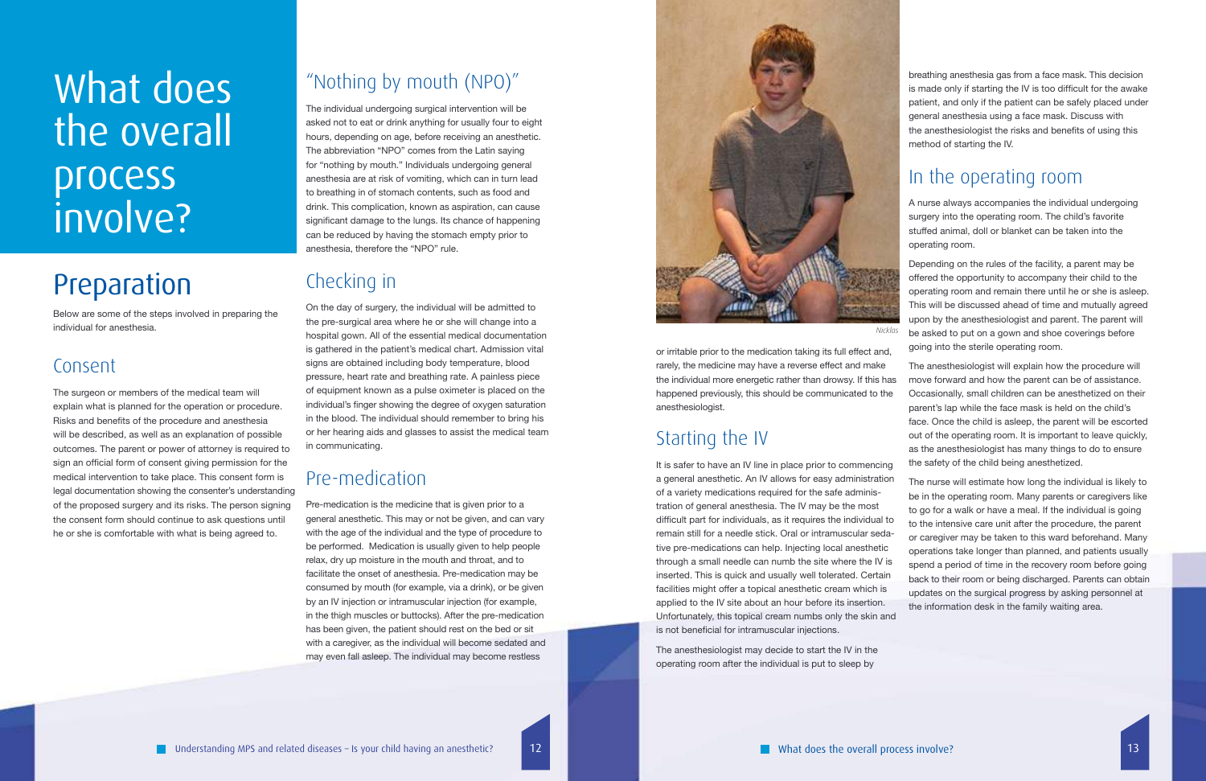# What does the overall process involve?

## Preparation

Below are some of the steps involved in preparing the individual for anesthesia.

### Consent

The surgeon or members of the medical team will explain what is planned for the operation or procedure. Risks and benefits of the procedure and anesthesia will be described, as well as an explanation of possible outcomes. The parent or power of attorney is required to sign an official form of consent giving permission for the medical intervention to take place. This consent form is legal documentation showing the consenter's understanding of the proposed surgery and its risks. The person signing the consent form should continue to ask questions until he or she is comfortable with what is being agreed to.

### "Nothing by mouth (NPO)"

The individual undergoing surgical intervention will be asked not to eat or drink anything for usually four to eight hours, depending on age, before receiving an anesthetic. The abbreviation "NPO" comes from the Latin saying for "nothing by mouth." Individuals undergoing general anesthesia are at risk of vomiting, which can in turn lead to breathing in of stomach contents, such as food and drink. This complication, known as aspiration, can cause significant damage to the lungs. Its chance of happening can be reduced by having the stomach empty prior to anesthesia, therefore the "NPO" rule.

### Checking in

On the day of surgery, the individual will be admitted to the pre-surgical area where he or she will change into a hospital gown. All of the essential medical documentation is gathered in the patient's medical chart. Admission vital signs are obtained including body temperature, blood pressure, heart rate and breathing rate. A painless piece of equipment known as a pulse oximeter is placed on the individual's finger showing the degree of oxygen saturation in the blood. The individual should remember to bring his or her hearing aids and glasses to assist the medical team in communicating.

### Pre-medication

Pre-medication is the medicine that is given prior to a general anesthetic. This may or may not be given, and can vary with the age of the individual and the type of procedure to be performed. Medication is usually given to help people relax, dry up moisture in the mouth and throat, and to facilitate the onset of anesthesia. Pre-medication may be consumed by mouth (for example, via a drink), or be given by an IV injection or intramuscular injection (for example, in the thigh muscles or buttocks). After the pre-medication has been given, the patient should rest on the bed or sit with a caregiver, as the individual will become sedated and may even fall asleep. The individual may become restless or irritable prior to the medication taking its full effect and, rarely, the medicine may have a reverse effect and make the individual more energetic rather than drowsy. If this has happened previously, this should be communicated to the anesthesiologist.

Nicklas

### Starting the IV

It is safer to have an IV line in place prior to commencing a general anesthetic. An IV allows for easy administration of a variety medications required for the safe administration of general anesthesia. The IV may be the most difficult part for individuals, as it requires the individual to remain still for a needle stick. Oral or intramuscular sedative pre-medications can help. Injecting local anesthetic through a small needle can numb the site where the IV is inserted. This is quick and usually well tolerated. Certain facilities might offer a topical anesthetic cream which is applied to the IV site about an hour before its insertion. Unfortunately, this topical cream numbs only the skin and is not beneficial for intramuscular injections.

The anesthesiologist may decide to start the IV in the operating room after the individual is put to sleep by breathing anesthesia gas from a face mask. This decision is made only if starting the IV is too difficult for the awake patient, and only if the patient can be safely placed under general anesthesia using a face mask. Discuss with the anesthesiologist the risks and benefits of using this method of starting the IV.

### In the operating room

A nurse always accompanies the individual undergoing surgery into the operating room. The child's favorite stuffed animal, doll or blanket can be taken into the operating room.

Depending on the rules of the facility, a parent may be offered the opportunity to accompany their child to the operating room and remain there until he or she is asleep. This will be discussed ahead of time and mutually agreed upon by the anesthesiologist and parent. The parent will be asked to put on a gown and shoe coverings before going into the sterile operating room.

The anesthesiologist will explain how the procedure will move forward and how the parent can be of assistance. Occasionally, small children can be anesthetized on their parent's lap while the face mask is held on the child's face. Once the child is asleep, the parent will be escorted out of the operating room. It is important to leave quickly, as the anesthesiologist has many things to do to ensure the safety of the child being anesthetized.

The nurse will estimate how long the individual is likely to be in the operating room. Many parents or caregivers like to go for a walk or have a meal. If the individual is going to the intensive care unit after the procedure, the parent or caregiver may be taken to this ward beforehand. Many operations take longer than planned, and patients usually spend a period of time in the recovery room before going back to their room or being discharged. Parents can obtain updates on the surgical progress by asking personnel at the information desk in the family waiting area.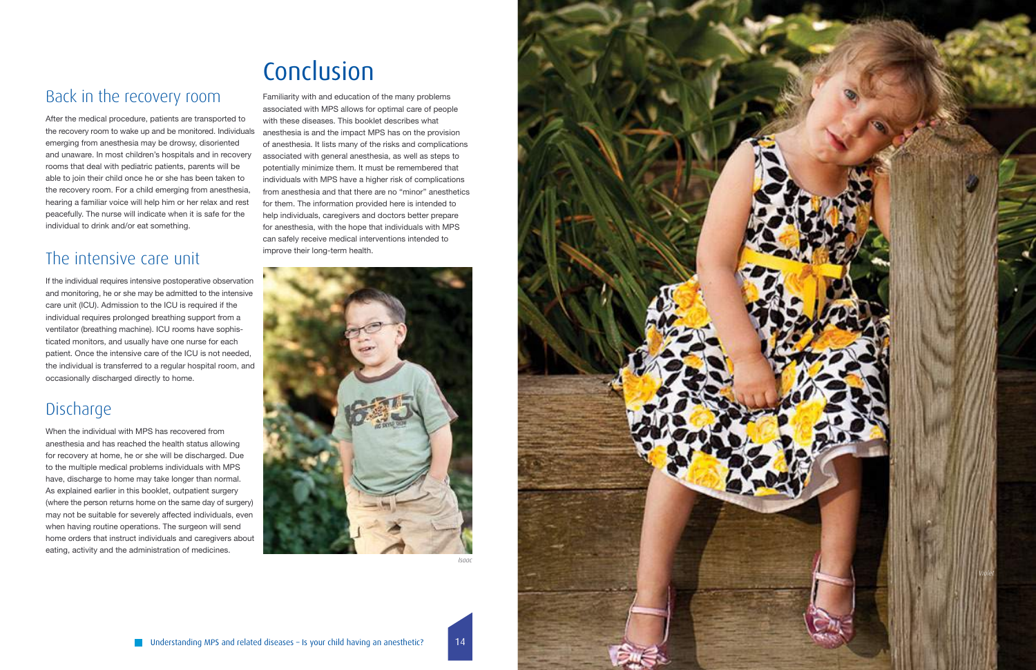## Back in the recovery room

After the medical procedure, patients are transported to the recovery room to wake up and be monitored. Individuals emerging from anesthesia may be drowsy, disoriented and unaware. In most children's hospitals and in recovery rooms that deal with pediatric patients, parents will be able to join their child once he or she has been taken to the recovery room. For a child emerging from anesthesia, hearing a familiar voice will help him or her relax and rest peacefully. The nurse will indicate when it is safe for the individual to drink and/or eat something.

## The intensive care unit

If the individual requires intensive postoperative observation and monitoring, he or she may be admitted to the intensive care unit (ICU). Admission to the ICU is required if the individual requires prolonged breathing support from a ventilator (breathing machine). ICU rooms have sophisticated monitors, and usually have one nurse for each patient. Once the intensive care of the ICU is not needed, the individual is transferred to a regular hospital room, and occasionally discharged directly to home.

## Discharge

When the individual with MPS has recovered from anesthesia and has reached the health status allowing for recovery at home, he or she will be discharged. Due to the multiple medical problems individuals with MPS have, discharge to home may take longer than normal. As explained earlier in this booklet, outpatient surgery (where the person returns home on the same day of surgery) may not be suitable for severely affected individuals, even when having routine operations. The surgeon will send home orders that instruct individuals and caregivers about eating, activity and the administration of medicines.

# Conclusion

Familiarity with and education of the many problems associated with MPS allows for optimal care of people with these diseases. This booklet describes what anesthesia is and the impact MPS has on the provision of anesthesia. It lists many of the risks and complications associated with general anesthesia, as well as steps to potentially minimize them. It must be remembered that individuals with MPS have a higher risk of complications from anesthesia and that there are no "minor" anesthetics for them. The information provided here is intended to help individuals, caregivers and doctors better prepare for anesthesia, with the hope that individuals with MPS can safely receive medical interventions intended to improve their long-term health.

*Isaac*

*Violet*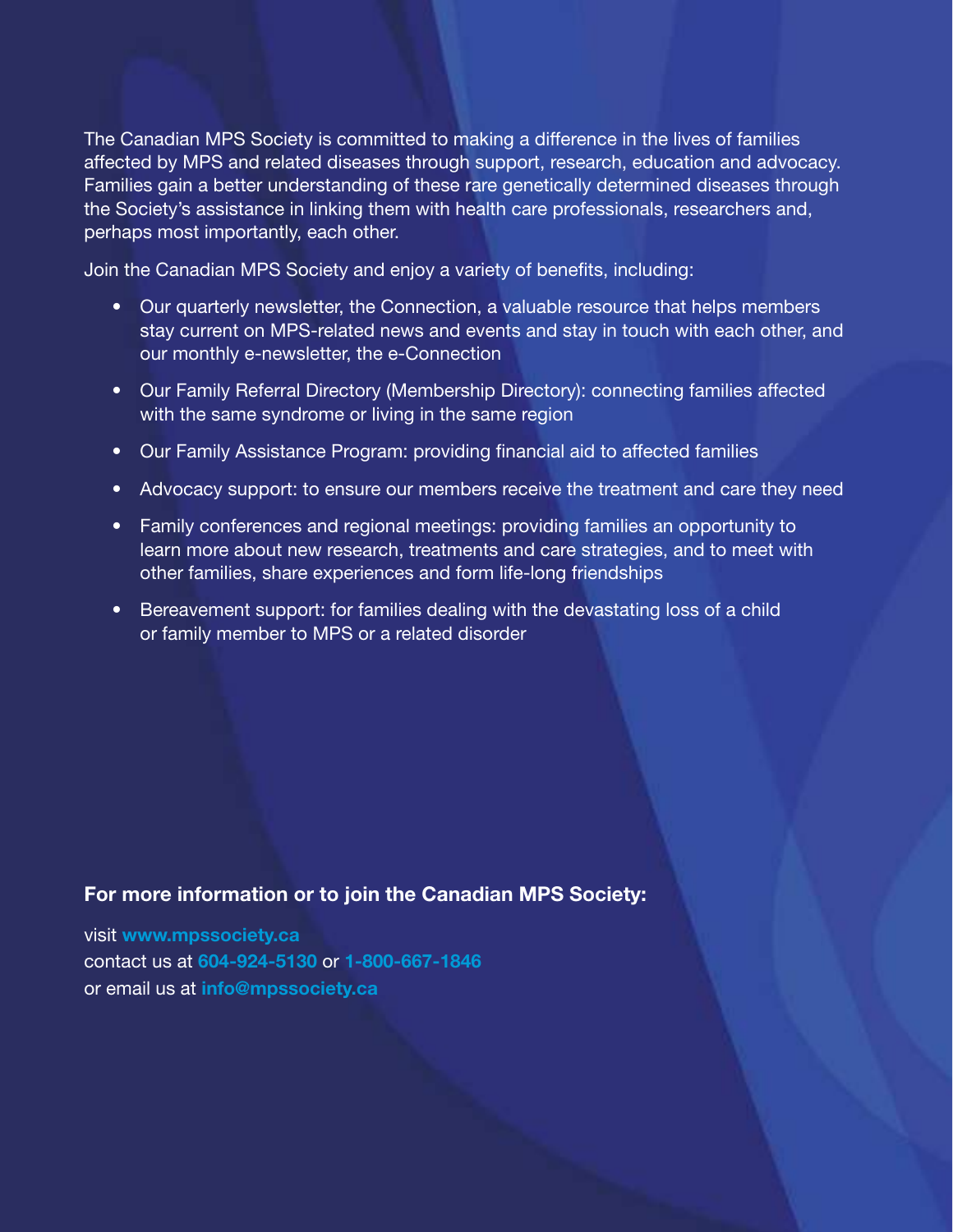The Canadian MPS Society is committed to making a difference in the lives of families affected by MPS and related diseases through support, research, education and advocacy. Families gain a better understanding of these rare genetically determined diseases through the Society's assistance in linking them with health care professionals, researchers and, perhaps most importantly, each other.

Join the Canadian MPS Society and enjoy a variety of benefits, including:

- Our quarterly newsletter, the Connection, a valuable resource that helps members stay current on MPS-related news and events and stay in touch with each other, and our monthly e-newsletter, the e-Connection
- Our Family Referral Directory (Membership Directory): connecting families affected with the same syndrome or living in the same region
- Our Family Assistance Program: providing financial aid to affected families
- Advocacy support: to ensure our members receive the treatment and care they need
- Family conferences and regional meetings: providing families an opportunity to learn more about new research, treatments and care strategies, and to meet with other families, share experiences and form life-long friendships
- Bereavement support: for families dealing with the devastating loss of a child or family member to MPS or a related disorder

**For more information or to join the Canadian MPS Society:**

visit **www.mpssociety.ca**
contact us at **604-924-5130** or **1-800-667-1846**
or email us at **info@mpssociety.ca**